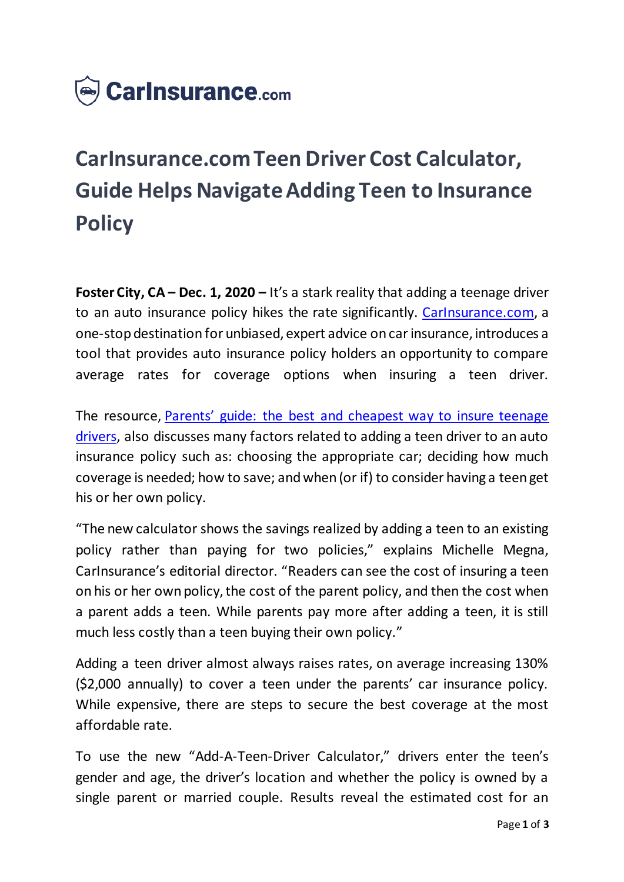CarInsurance.com

# CarInsurance.com Teen Driver Cost Calculator, Guide Helps Navigate Adding Teen to Insurance Policy

**Foster City, CA – Dec. 1, 2020 –** It's a stark reality that adding a teenage driver to an auto insurance policy hikes the rate significantly. [CarInsurance.com](CarInsurance.com), a one-stop destination for unbiased, expert advice on car insurance, introduces a tool that provides auto insurance policy holders an opportunity to compare average rates for coverage options when insuring a teen driver.

The resource, [Parents' guide: the best and cheapest way to insure teenage drivers](), also discusses many factors related to adding a teen driver to an auto insurance policy such as: choosing the appropriate car; deciding how much coverage is needed; how to save; and when (or if) to consider having a teen get his or her own policy.

"The new calculator shows the savings realized by adding a teen to an existing policy rather than paying for two policies," explains Michelle Megna, CarInsurance's editorial director. "Readers can see the cost of insuring a teen on his or her own policy, the cost of the parent policy, and then the cost when a parent adds a teen. While parents pay more after adding a teen, it is still much less costly than a teen buying their own policy."

Adding a teen driver almost always raises rates, on average increasing 130% ($2,000 annually) to cover a teen under the parents' car insurance policy. While expensive, there are steps to secure the best coverage at the most affordable rate.

To use the new "Add-A-Teen-Driver Calculator," drivers enter the teen's gender and age, the driver's location and whether the policy is owned by a single parent or married couple. Results reveal the estimated cost for an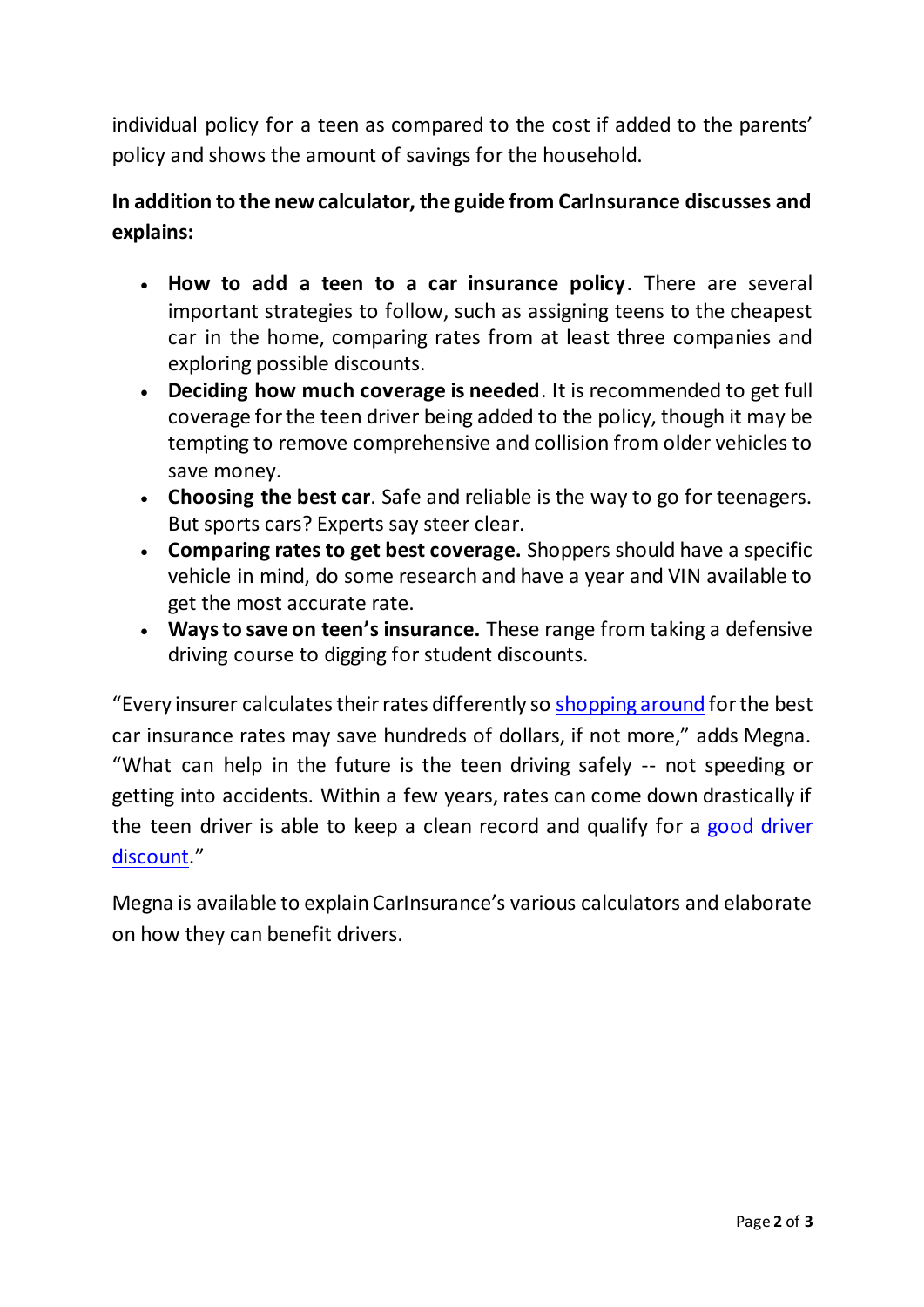individual policy for a teen as compared to the cost if added to the parents' policy and shows the amount of savings for the household.

**In addition to the new calculator, the guide from CarInsurance discusses and explains:**

- **How to add a teen to a car insurance policy**. There are several important strategies to follow, such as assigning teens to the cheapest car in the home, comparing rates from at least three companies and exploring possible discounts.
- **Deciding how much coverage is needed**. It is recommended to get full coverage for the teen driver being added to the policy, though it may be tempting to remove comprehensive and collision from older vehicles to save money.
- **Choosing the best car**. Safe and reliable is the way to go for teenagers. But sports cars? Experts say steer clear.
- **Comparing rates to get best coverage.** Shoppers should have a specific vehicle in mind, do some research and have a year and VIN available to get the most accurate rate.
- **Ways to save on teen's insurance.** These range from taking a defensive driving course to digging for student discounts.

"Every insurer calculates their rates differently so shopping around for the best car insurance rates may save hundreds of dollars, if not more," adds Megna. "What can help in the future is the teen driving safely -- not speeding or getting into accidents. Within a few years, rates can come down drastically if the teen driver is able to keep a clean record and qualify for a good driver discount."

Megna is available to explain CarInsurance's various calculators and elaborate on how they can benefit drivers.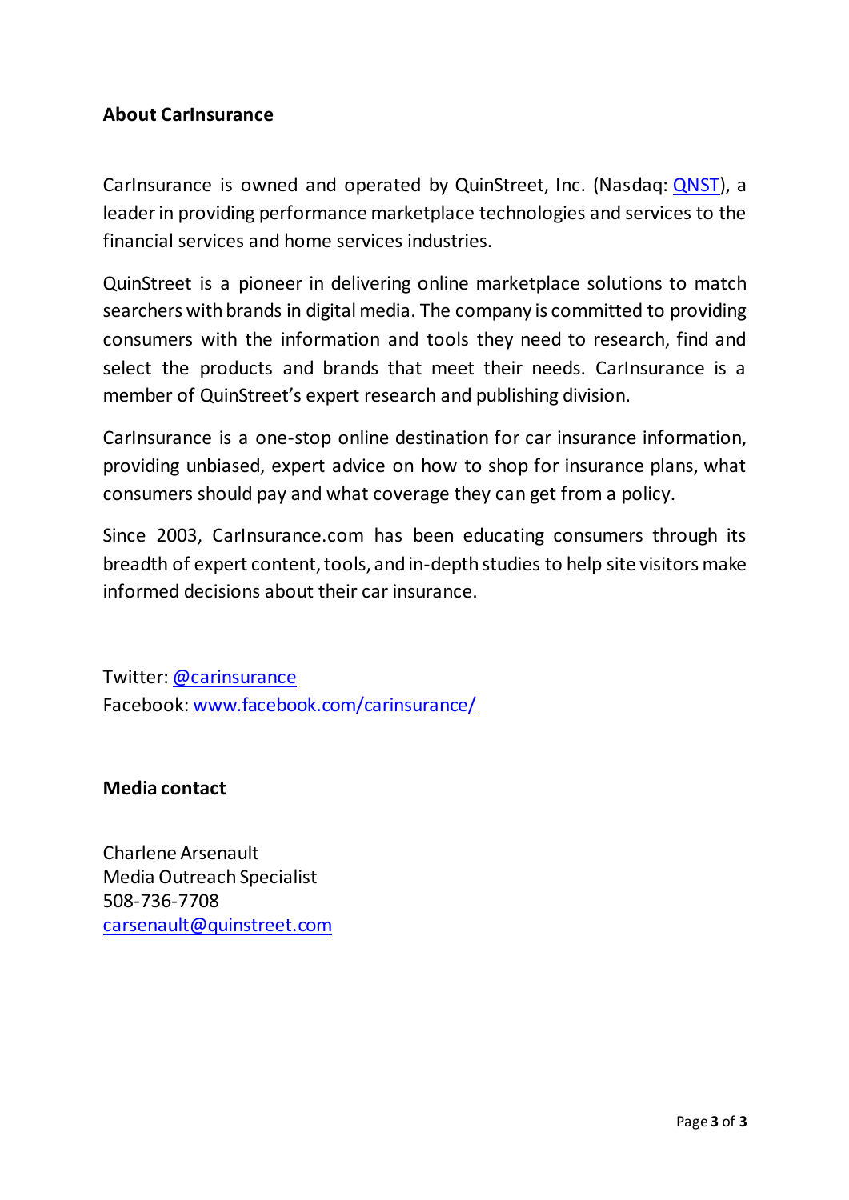**About CarInsurance**

CarInsurance is owned and operated by QuinStreet, Inc. (Nasdaq: QNST), a leader in providing performance marketplace technologies and services to the financial services and home services industries.

QuinStreet is a pioneer in delivering online marketplace solutions to match searchers with brands in digital media. The company is committed to providing consumers with the information and tools they need to research, find and select the products and brands that meet their needs. CarInsurance is a member of QuinStreet's expert research and publishing division.

CarInsurance is a one-stop online destination for car insurance information, providing unbiased, expert advice on how to shop for insurance plans, what consumers should pay and what coverage they can get from a policy.

Since 2003, CarInsurance.com has been educating consumers through its breadth of expert content, tools, and in-depth studies to help site visitors make informed decisions about their car insurance.

Twitter: @carinsurance
Facebook: www.facebook.com/carinsurance/

**Media contact**

Charlene Arsenault
Media Outreach Specialist
508-736-7708
carsenault@quinstreet.com